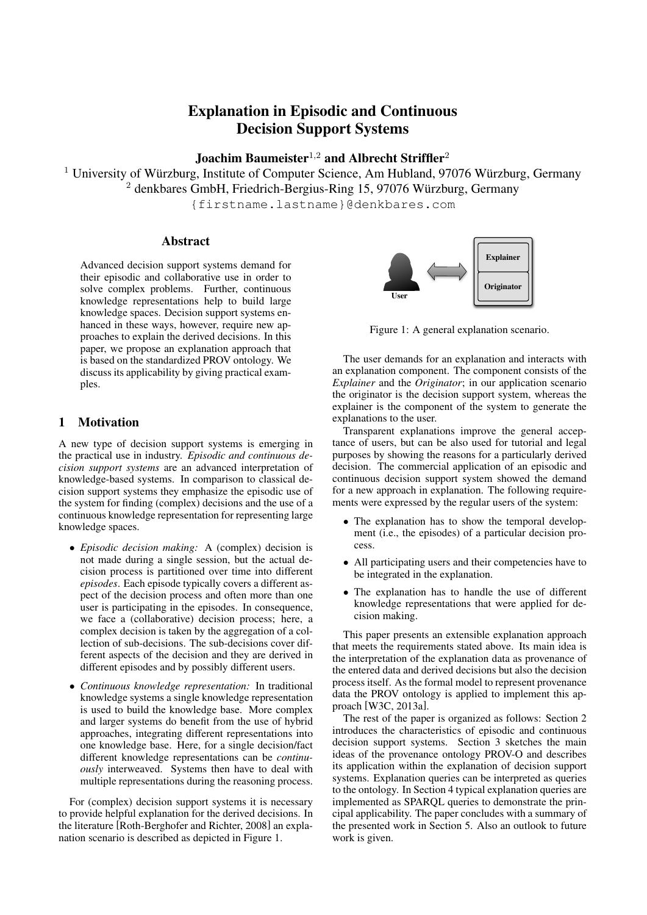# Explanation in Episodic and Continuous Decision Support Systems

**Joachim Baumeister[1,2] and Albrecht Striffler[2]**

[1] University of Würzburg, Institute of Computer Science, Am Hubland, 97076 Würzburg, Germany
[2] denkbares GmbH, Friedrich-Bergius-Ring 15, 97076 Würzburg, Germany
{firstname.lastname}@denkbares.com

## Abstract

Advanced decision support systems demand for their episodic and collaborative use in order to solve complex problems. Further, continuous knowledge representations help to build large knowledge spaces. Decision support systems enhanced in these ways, however, require new approaches to explain the derived decisions. In this paper, we propose an explanation approach that is based on the standardized PROV ontology. We discuss its applicability by giving practical examples.

## 1 Motivation

A new type of decision support systems is emerging in the practical use in industry. *Episodic and continuous decision support systems* are an advanced interpretation of knowledge-based systems. In comparison to classical decision support systems they emphasize the episodic use of the system for finding (complex) decisions and the use of a continuous knowledge representation for representing large knowledge spaces.

- *Episodic decision making:* A (complex) decision is not made during a single session, but the actual decision process is partitioned over time into different *episodes*. Each episode typically covers a different aspect of the decision process and often more than one user is participating in the episodes. In consequence, we face a (collaborative) decision process; here, a complex decision is taken by the aggregation of a collection of sub-decisions. The sub-decisions cover different aspects of the decision and they are derived in different episodes and by possibly different users.
- *Continuous knowledge representation:* In traditional knowledge systems a single knowledge representation is used to build the knowledge base. More complex and larger systems do benefit from the use of hybrid approaches, integrating different representations into one knowledge base. Here, for a single decision/fact different knowledge representations can be *continuously* interweaved. Systems then have to deal with multiple representations during the reasoning process.

For (complex) decision support systems it is necessary to provide helpful explanation for the derived decisions. In the literature [Roth-Berghofer and Richter, 2008] an explanation scenario is described as depicted in Figure 1.

Figure 1: A general explanation scenario.

The user demands for an explanation and interacts with an explanation component. The component consists of the *Explainer* and the *Originator*; in our application scenario the originator is the decision support system, whereas the explainer is the component of the system to generate the explanations to the user.

Transparent explanations improve the general acceptance of users, but can be also used for tutorial and legal purposes by showing the reasons for a particularly derived decision. The commercial application of an episodic and continuous decision support system showed the demand for a new approach in explanation. The following requirements were expressed by the regular users of the system:

- The explanation has to show the temporal development (i.e., the episodes) of a particular decision process.
- All participating users and their competencies have to be integrated in the explanation.
- The explanation has to handle the use of different knowledge representations that were applied for decision making.

This paper presents an extensible explanation approach that meets the requirements stated above. Its main idea is the interpretation of the explanation data as provenance of the entered data and derived decisions but also the decision process itself. As the formal model to represent provenance data the PROV ontology is applied to implement this approach [W3C, 2013a].

The rest of the paper is organized as follows: Section 2 introduces the characteristics of episodic and continuous decision support systems. Section 3 sketches the main ideas of the provenance ontology PROV-O and describes its application within the explanation of decision support systems. Explanation queries can be interpreted as queries to the ontology. In Section 4 typical explanation queries are implemented as SPARQL queries to demonstrate the principal applicability. The paper concludes with a summary of the presented work in Section 5. Also an outlook to future work is given.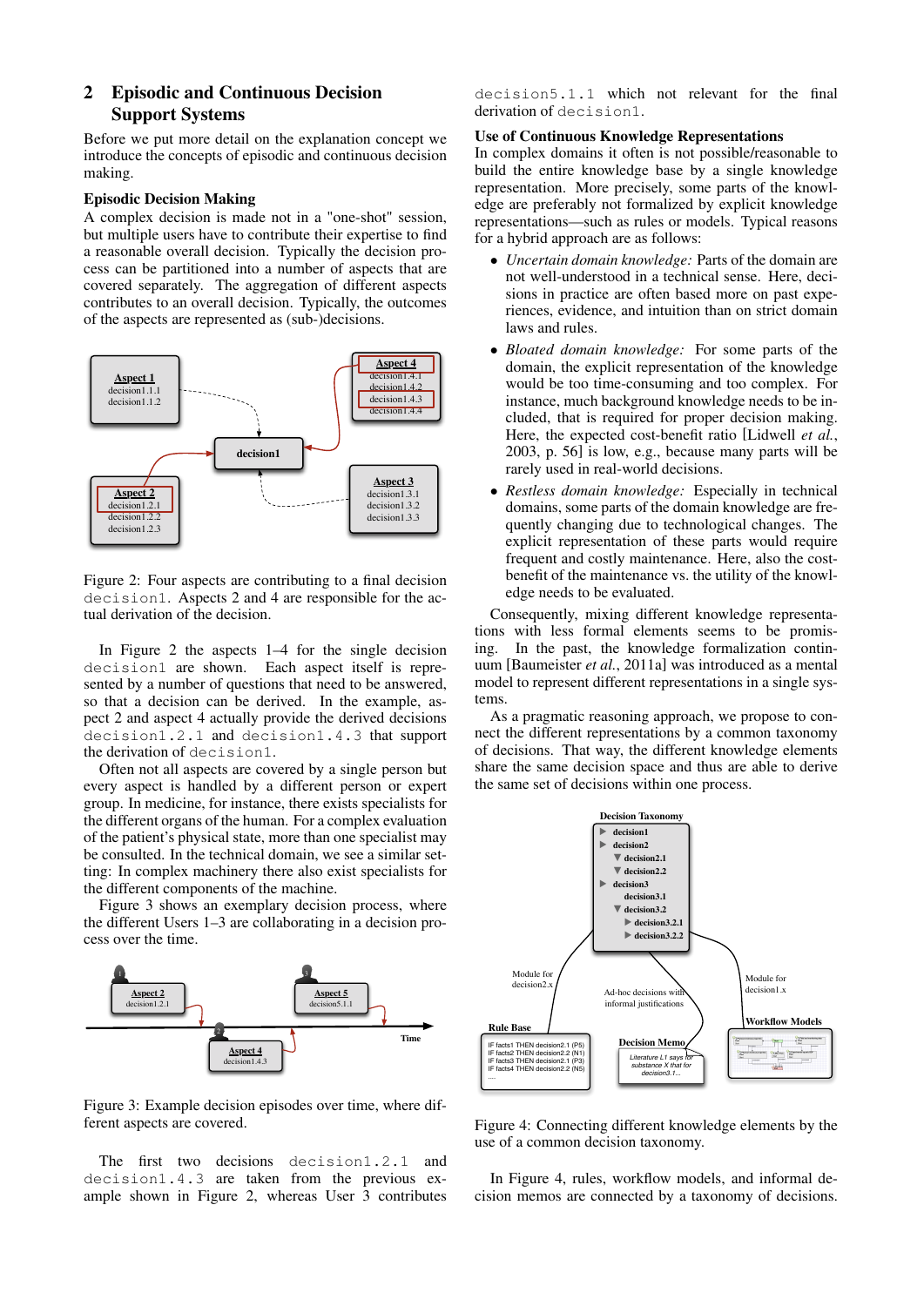## 2 Episodic and Continuous Decision Support Systems

Before we put more detail on the explanation concept we introduce the concepts of episodic and continuous decision making.

### Episodic Decision Making

A complex decision is made not in a "one-shot" session, but multiple users have to contribute their expertise to find a reasonable overall decision. Typically the decision process can be partitioned into a number of aspects that are covered separately. The aggregation of different aspects contributes to an overall decision. Typically, the outcomes of the aspects are represented as (sub-)decisions.

Figure 2: Four aspects are contributing to a final decision `decision1`. Aspects 2 and 4 are responsible for the actual derivation of the decision.

In Figure 2 the aspects 1–4 for the single decision `decision1` are shown. Each aspect itself is represented by a number of questions that need to be answered, so that a decision can be derived. In the example, aspect 2 and aspect 4 actually provide the derived decisions `decision1.2.1` and `decision1.4.3` that support the derivation of `decision1`.

Often not all aspects are covered by a single person but every aspect is handled by a different person or expert group. In medicine, for instance, there exists specialists for the different organs of the human. For a complex evaluation of the patient's physical state, more than one specialist may be consulted. In the technical domain, we see a similar setting: In complex machinery there also exist specialists for the different components of the machine.

Figure 3 shows an exemplary decision process, where the different Users 1–3 are collaborating in a decision process over the time.

Figure 3: Example decision episodes over time, where different aspects are covered.

The first two decisions `decision1.2.1` and `decision1.4.3` are taken from the previous example shown in Figure 2, whereas User 3 contributes `decision5.1.1` which not relevant for the final derivation of `decision1`.

### Use of Continuous Knowledge Representations

In complex domains it often is not possible/reasonable to build the entire knowledge base by a single knowledge representation. More precisely, some parts of the knowledge are preferably not formalized by explicit knowledge representations—such as rules or models. Typical reasons for a hybrid approach are as follows:

- *Uncertain domain knowledge:* Parts of the domain are not well-understood in a technical sense. Here, decisions in practice are often based more on past experiences, evidence, and intuition than on strict domain laws and rules.
- *Bloated domain knowledge:* For some parts of the domain, the explicit representation of the knowledge would be too time-consuming and too complex. For instance, much background knowledge needs to be included, that is required for proper decision making. Here, the expected cost-benefit ratio [Lidwell *et al.*, 2003, p. 56] is low, e.g., because many parts will be rarely used in real-world decisions.
- *Restless domain knowledge:* Especially in technical domains, some parts of the domain knowledge are frequently changing due to technological changes. The explicit representation of these parts would require frequent and costly maintenance. Here, also the cost-benefit of the maintenance vs. the utility of the knowledge needs to be evaluated.

Consequently, mixing different knowledge representations with less formal elements seems to be promising. In the past, the knowledge formalization continuum [Baumeister *et al.*, 2011a] was introduced as a mental model to represent different representations in a single system.

As a pragmatic reasoning approach, we propose to connect the different representations by a common taxonomy of decisions. That way, the different knowledge elements share the same decision space and thus are able to derive the same set of decisions within one process.

Figure 4: Connecting different knowledge elements by the use of a common decision taxonomy.

In Figure 4, rules, workflow models, and informal decision memos are connected by a taxonomy of decisions.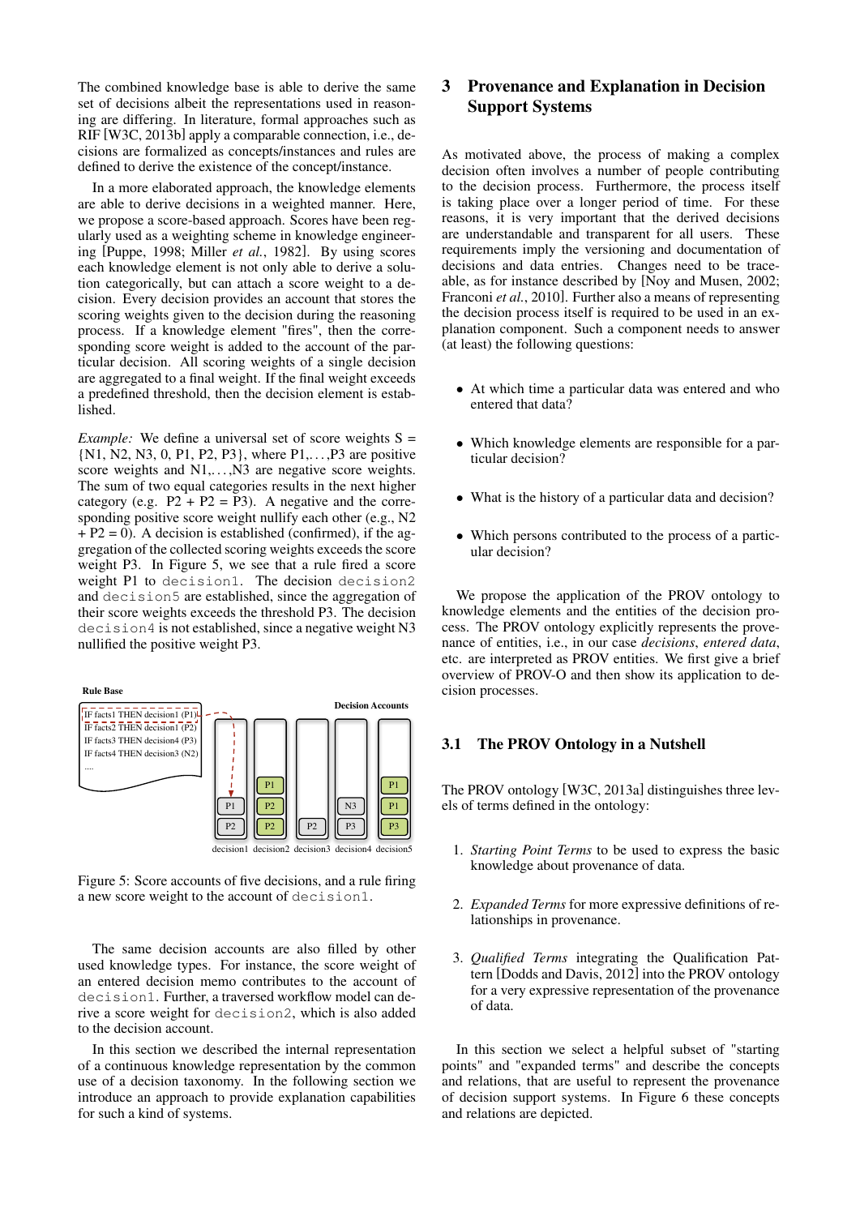The combined knowledge base is able to derive the same set of decisions albeit the representations used in reasoning are differing. In literature, formal approaches such as RIF [W3C, 2013b] apply a comparable connection, i.e., decisions are formalized as concepts/instances and rules are defined to derive the existence of the concept/instance.

In a more elaborated approach, the knowledge elements are able to derive decisions in a weighted manner. Here, we propose a score-based approach. Scores have been regularly used as a weighting scheme in knowledge engineering [Puppe, 1998; Miller *et al.*, 1982]. By using scores each knowledge element is not only able to derive a solution categorically, but can attach a score weight to a decision. Every decision provides an account that stores the scoring weights given to the decision during the reasoning process. If a knowledge element "fires", then the corresponding score weight is added to the account of the particular decision. All scoring weights of a single decision are aggregated to a final weight. If the final weight exceeds a predefined threshold, then the decision element is established.

*Example:* We define a universal set of score weights S = {N1, N2, N3, 0, P1, P2, P3}, where P1,...,P3 are positive score weights and N1,...,N3 are negative score weights. The sum of two equal categories results in the next higher category (e.g. P2 + P2 = P3). A negative and the corresponding positive score weight nullify each other (e.g., N2 + P2 = 0). A decision is established (confirmed), if the aggregation of the collected scoring weights exceeds the score weight P3. In Figure 5, we see that a rule fired a score weight P1 to `decision1`. The decision `decision2` and `decision5` are established, since the aggregation of their score weights exceeds the threshold P3. The decision `decision4` is not established, since a negative weight N3 nullified the positive weight P3.

Rule Base

IF facts1 THEN decision1 (P1)
IF facts2 THEN decision1 (P2)
IF facts3 THEN decision4 (P3)
IF facts4 THEN decision3 (N2)
....

Decision Accounts

| decision1 | decision2 | decision3 | decision4 | decision5 |
|---|---|---|---|---|
| | P1 | | | P1 |
| P1 | P2 | | N3 | P1 |
| P2 | P2 | P2 | P3 | P3 |

Figure 5: Score accounts of five decisions, and a rule firing a new score weight to the account of `decision1`.

The same decision accounts are also filled by other used knowledge types. For instance, the score weight of an entered decision memo contributes to the account of `decision1`. Further, a traversed workflow model can derive a score weight for `decision2`, which is also added to the decision account.

In this section we described the internal representation of a continuous knowledge representation by the common use of a decision taxonomy. In the following section we introduce an approach to provide explanation capabilities for such a kind of systems.

## 3 Provenance and Explanation in Decision Support Systems

As motivated above, the process of making a complex decision often involves a number of people contributing to the decision process. Furthermore, the process itself is taking place over a longer period of time. For these reasons, it is very important that the derived decisions are understandable and transparent for all users. These requirements imply the versioning and documentation of decisions and data entries. Changes need to be traceable, as for instance described by [Noy and Musen, 2002; Franconi *et al.*, 2010]. Further also a means of representing the decision process itself is required to be used in an explanation component. Such a component needs to answer (at least) the following questions:

- At which time a particular data was entered and who entered that data?
- Which knowledge elements are responsible for a particular decision?
- What is the history of a particular data and decision?
- Which persons contributed to the process of a particular decision?

We propose the application of the PROV ontology to knowledge elements and the entities of the decision process. The PROV ontology explicitly represents the provenance of entities, i.e., in our case *decisions*, *entered data*, etc. are interpreted as PROV entities. We first give a brief overview of PROV-O and then show its application to decision processes.

### 3.1 The PROV Ontology in a Nutshell

The PROV ontology [W3C, 2013a] distinguishes three levels of terms defined in the ontology:

1. *Starting Point Terms* to be used to express the basic knowledge about provenance of data.
2. *Expanded Terms* for more expressive definitions of relationships in provenance.
3. *Qualified Terms* integrating the Qualification Pattern [Dodds and Davis, 2012] into the PROV ontology for a very expressive representation of the provenance of data.

In this section we select a helpful subset of "starting points" and "expanded terms" and describe the concepts and relations, that are useful to represent the provenance of decision support systems. In Figure 6 these concepts and relations are depicted.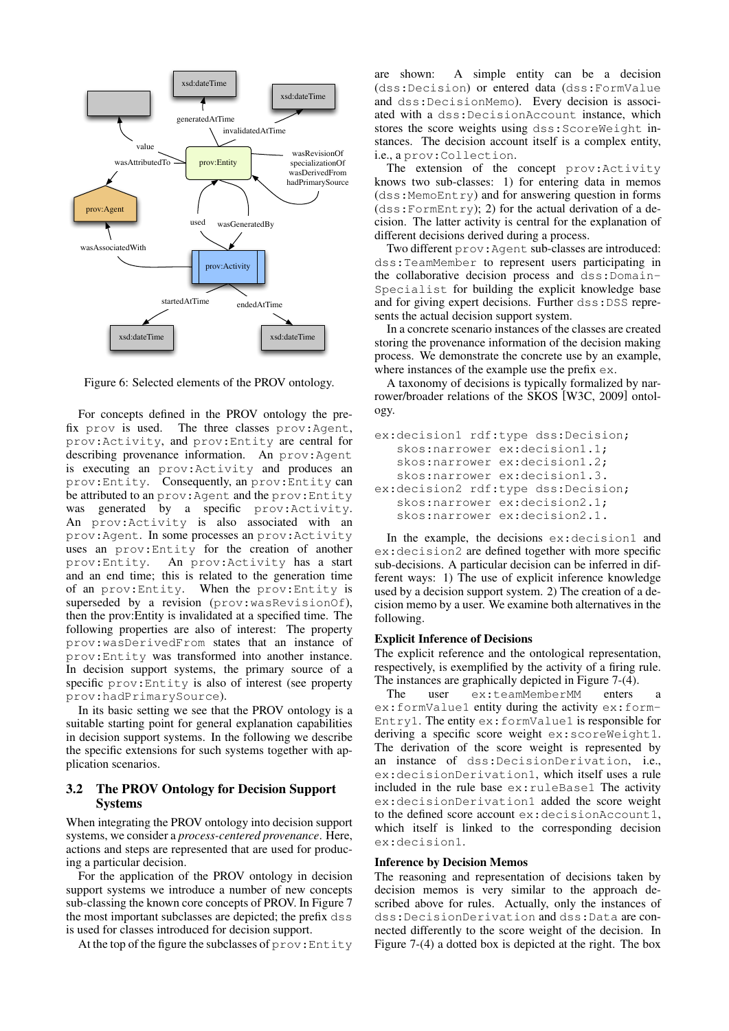Figure 6: Selected elements of the PROV ontology.

For concepts defined in the PROV ontology the prefix prov is used. The three classes prov:Agent, prov:Activity, and prov:Entity are central for describing provenance information. An prov:Agent is executing an prov:Activity and produces prov:Entity. Consequently, an prov:Entity can be attributed to an prov:Agent and the prov:Entity was generated by a specific prov:Activity. An prov:Activity is also associated with an prov:Agent. In some processes an prov:Activity uses an prov:Entity for the creation of another prov:Entity. An prov:Activity has a start and an end time; this is related to the generation time of an prov:Entity. When the prov:Entity is superseded by a revision (prov:wasRevisionOf), then the prov:Entity is invalidated at a specified time. The following properties are also of interest: The property prov:wasDerivedFrom states that an instance of prov:Entity was transformed into another instance. In decision support systems, the primary source of a specific prov:Entity is also of interest (see property prov:hadPrimarySource).

In its basic setting we see that the PROV ontology is a suitable starting point for general explanation capabilities in decision support systems. In the following we describe the specific extensions for such systems together with application scenarios.

## 3.2 The PROV Ontology for Decision Support Systems

When integrating the PROV ontology into decision support systems, we consider a *process-centered provenance*. Here, actions and steps are represented that are used for producing a particular decision.

For the application of the PROV ontology in decision support systems we introduce a number of new concepts sub-classing the known core concepts of PROV. In Figure 7 the most important subclasses are depicted; the prefix dss is used for classes introduced for decision support.

At the top of the figure the subclasses of prov:Entity are shown: A simple entity can be a decision (dss:Decision) or entered data (dss:FormValue and dss:DecisionMemo). Every decision is associated with a dss:DecisionAccount instance, which stores the score weights using dss:ScoreWeight instances. The decision account itself is a complex entity, i.e., a prov:Collection.

The extension of the concept prov:Activity knows two sub-classes: 1) for entering data in memos (dss:MemoEntry) and for answering question in forms (dss:FormEntry); 2) for the actual derivation of a decision. The latter activity is central for the explanation of different decisions derived during a process.

Two different prov:Agent sub-classes are introduced: dss:TeamMember to represent users participating in the collaborative decision process and dss:Domain-Specialist for building the explicit knowledge base and for giving expert decisions. Further dss:DSS represents the actual decision support system.

In a concrete scenario instances of the classes are created storing the provenance information of the decision making process. We demonstrate the concrete use by an example, where instances of the example use the prefix ex.

A taxonomy of decisions is typically formalized by narrower/broader relations of the SKOS [W3C, 2009] ontology.

```
ex:decision1 rdf:type dss:Decision;
   skos:narrower ex:decision1.1;
   skos:narrower ex:decision1.2;
   skos:narrower ex:decision1.3.
ex:decision2 rdf:type dss:Decision;
   skos:narrower ex:decision2.1;
   skos:narrower ex:decision2.1.
```

In the example, the decisions ex:decision1 and ex:decision2 are defined together with more specific sub-decisions. A particular decision can be inferred in different ways: 1) The use of explicit inference knowledge used by a decision support system. 2) The creation of a decision memo by a user. We examine both alternatives in the following.

**Explicit Inference of Decisions**

The explicit reference and the ontological representation, respectively, is exemplified by the activity of a firing rule. The instances are graphically depicted in Figure 7-(4).

The user ex:teamMemberMM enters a ex:formValue1 entity during the activity ex:form-Entry1. The entity ex:formValue1 is responsible for deriving a specific score weight ex:scoreWeight1. The derivation of the score weight is represented by an instance of dss:DecisionDerivation, i.e., ex:decisionDerivation1, which itself uses a rule included in the rule base ex:ruleBase1 The activity ex:decisionDerivation1 added the score weight to the defined score account ex:decisionAccount1, which itself is linked to the corresponding decision ex:decision1.

**Inference by Decision Memos**

The reasoning and representation of decisions taken by decision memos is very similar to the approach described above for rules. Actually, only the instances of dss:DecisionDerivation and dss:Data are connected differently to the score weight of the decision. In Figure 7-(4) a dotted box is depicted at the right. The box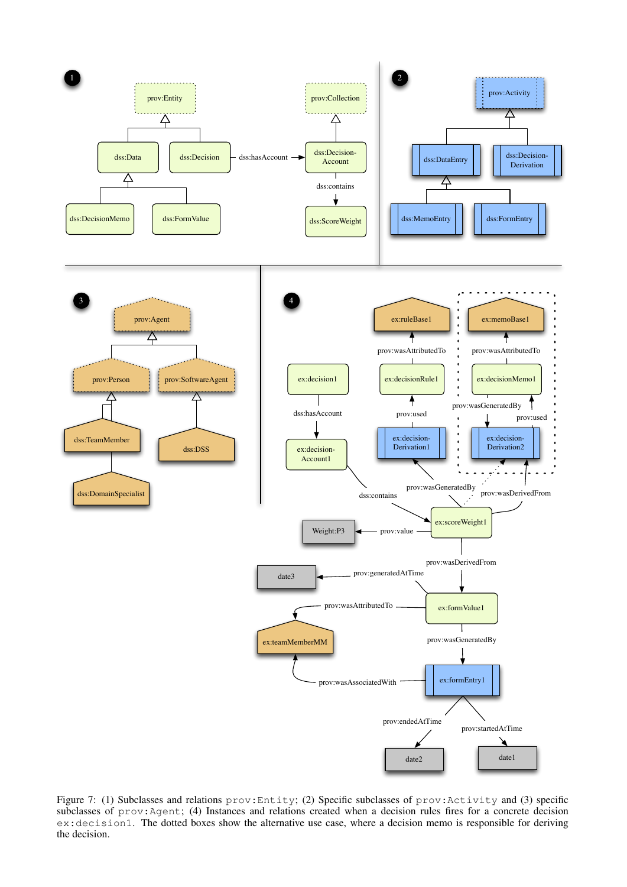Figure 7: (1) Subclasses and relations `prov:Entity`; (2) Specific subclasses of `prov:Activity` and (3) specific subclasses of `prov:Agent`; (4) Instances and relations created when a decision rules fires for a concrete decision `ex:decision1`. The dotted boxes show the alternative use case, where a decision memo is responsible for deriving the decision.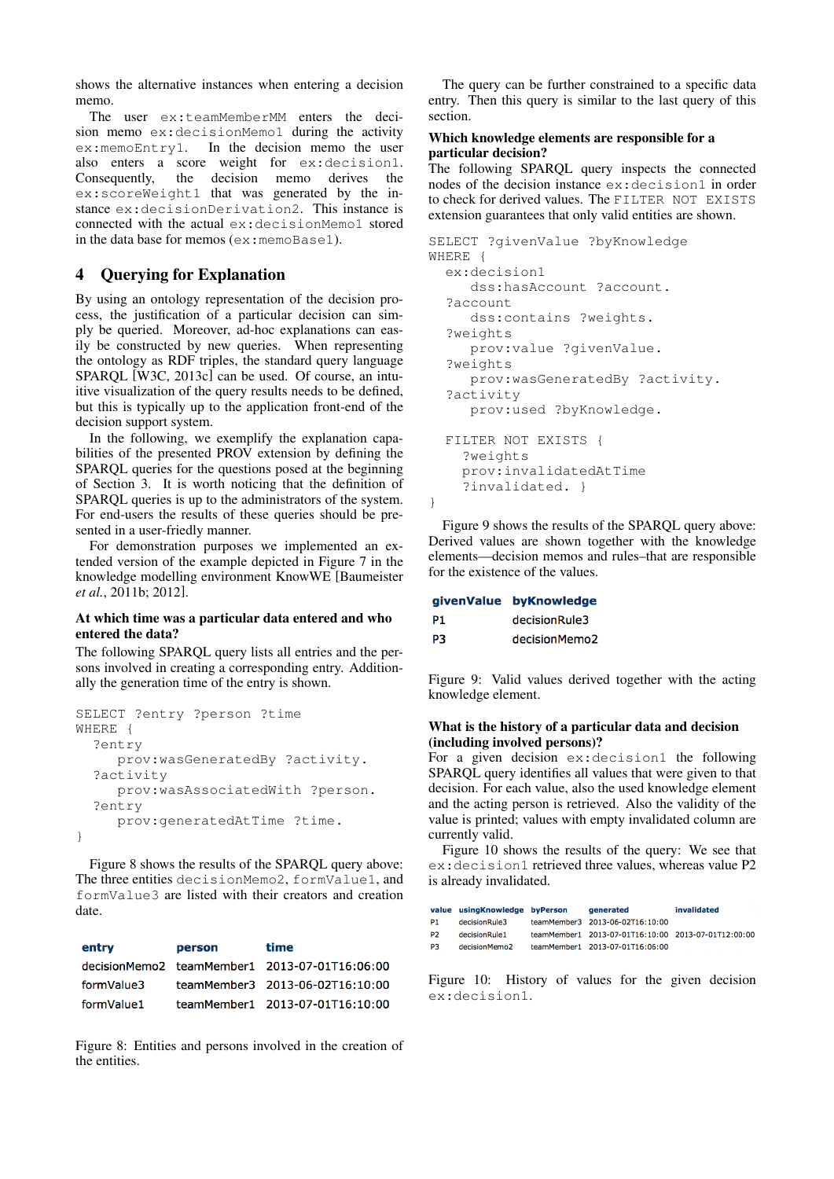shows the alternative instances when entering a decision memo.

The user ex:teamMemberMM enters the decision memo ex:decisionMemo1 during the activity ex:memoEntry1. In the decision memo the user also enters a score weight for ex:decision1. Consequently, the decision memo derives the ex:scoreWeight1 that was generated by the instance ex:decisionDerivation2. This instance is connected with the actual ex:decisionMemo1 stored in the data base for memos (ex:memoBase1).

## 4 Querying for Explanation

By using an ontology representation of the decision process, the justification of a particular decision can simply be queried. Moreover, ad-hoc explanations can easily be constructed by new queries. When representing the ontology as RDF triples, the standard query language SPARQL [W3C, 2013c] can be used. Of course, an intuitive visualization of the query results needs to be defined, but this is typically up to the application front-end of the decision support system.

In the following, we exemplify the explanation capabilities of the presented PROV extension by defining the SPARQL queries for the questions posed at the beginning of Section 3. It is worth noticing that the definition of SPARQL queries is up to the administrators of the system. For end-users the results of these queries should be presented in a user-friedly manner.

For demonstration purposes we implemented an extended version of the example depicted in Figure 7 in the knowledge modelling environment KnowWE [Baumeister *et al.*, 2011b; 2012].

### At which time was a particular data entered and who entered the data?

The following SPARQL query lists all entries and the persons involved in creating a corresponding entry. Additionally the generation time of the entry is shown.

```
SELECT ?entry ?person ?time
WHERE {
  ?entry
     prov:wasGeneratedBy ?activity.
  ?activity
     prov:wasAssociatedWith ?person.
  ?entry
     prov:generatedAtTime ?time.
}
```

Figure 8 shows the results of the SPARQL query above: The three entities decisionMemo2, formValue1, and formValue3 are listed with their creators and creation date.

| entry | person | time |
|---|---|---|
| decisionMemo2 | teamMember1 | 2013-07-01T16:06:00 |
| formValue3 | teamMember3 | 2013-06-02T16:10:00 |
| formValue1 | teamMember1 | 2013-07-01T16:10:00 |

Figure 8: Entities and persons involved in the creation of the entities.

The query can be further constrained to a specific data entry. Then this query is similar to the last query of this section.

### Which knowledge elements are responsible for a particular decision?

The following SPARQL query inspects the connected nodes of the decision instance ex:decision1 in order to check for derived values. The FILTER NOT EXISTS extension guarantees that only valid entities are shown.

```
SELECT ?givenValue ?byKnowledge
WHERE {
  ex:decision1
     dss:hasAccount ?account.
  ?account
     dss:contains ?weights.
  ?weights
     prov:value ?givenValue.
  ?weights
     prov:wasGeneratedBy ?activity.
  ?activity
     prov:used ?byKnowledge.

  FILTER NOT EXISTS {
    ?weights
    prov:invalidatedAtTime
    ?invalidated. }
}
```

Figure 9 shows the results of the SPARQL query above: Derived values are shown together with the knowledge elements—decision memos and rules–that are responsible for the existence of the values.

| givenValue | byKnowledge |
|---|---|
| P1 | decisionRule3 |
| P3 | decisionMemo2 |

Figure 9: Valid values derived together with the acting knowledge element.

### What is the history of a particular data and decision (including involved persons)?

For a given decision ex:decision1 the following SPARQL query identifies all values that were given to that decision. For each value, also the used knowledge element and the acting person is retrieved. Also the validity of the value is printed; values with empty invalidated column are currently valid.

Figure 10 shows the results of the query: We see that ex:decision1 retrieved three values, whereas value P2 is already invalidated.

| value | usingKnowledge | byPerson | generated | invalidated |
|---|---|---|---|---|
| P1 | decisionRule3 | teamMember3 | 2013-06-02T16:10:00 | |
| P2 | decisionRule1 | teamMember1 | 2013-07-01T16:10:00 | 2013-07-01T12:00:00 |
| P3 | decisionMemo2 | teamMember1 | 2013-07-01T16:06:00 | |

Figure 10: History of values for the given decision ex:decision1.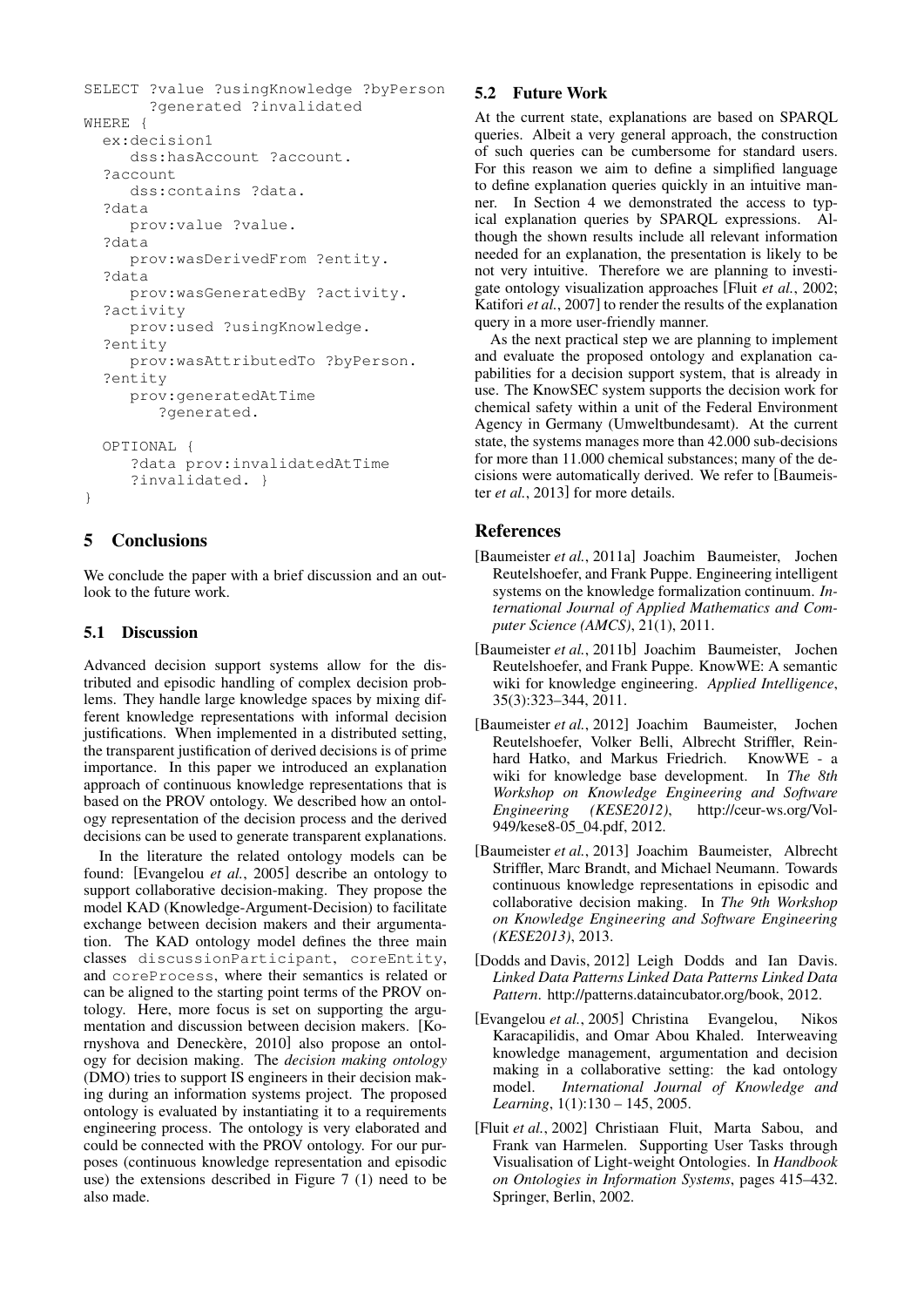```
SELECT ?value ?usingKnowledge ?byPerson
       ?generated ?invalidated
WHERE {
  ex:decision1
     dss:hasAccount ?account.
  ?account
     dss:contains ?data.
  ?data
     prov:value ?value.
  ?data
     prov:wasDerivedFrom ?entity.
  ?data
     prov:wasGeneratedBy ?activity.
  ?activity
     prov:used ?usingKnowledge.
  ?entity
     prov:wasAttributedTo ?byPerson.
  ?entity
     prov:generatedAtTime
        ?generated.

  OPTIONAL {
     ?data prov:invalidatedAtTime
     ?invalidated. }
}
```

## 5 Conclusions

We conclude the paper with a brief discussion and an outlook to the future work.

### 5.1 Discussion

Advanced decision support systems allow for the distributed and episodic handling of complex decision problems. They handle large knowledge spaces by mixing different knowledge representations with informal decision justifications. When implemented in a distributed setting, the transparent justification of derived decisions is of prime importance. In this paper we introduced an explanation approach of continuous knowledge representations that is based on the PROV ontology. We described how an ontology representation of the decision process and the derived decisions can be used to generate transparent explanations.

In the literature the related ontology models can be found: [Evangelou *et al.*, 2005] describe an ontology to support collaborative decision-making. They propose the model KAD (Knowledge-Argument-Decision) to facilitate exchange between decision makers and their argumentation. The KAD ontology model defines the three main classes `discussionParticipant`, `coreEntity`, and `coreProcess`, where their semantics is related or can be aligned to the starting point terms of the PROV ontology. Here, more focus is set on supporting the argumentation and discussion between decision makers. [Kornyshova and Deneckère, 2010] also propose an ontology for decision making. The *decision making ontology* (DMO) tries to support IS engineers in their decision making during an information systems project. The proposed ontology is evaluated by instantiating it to a requirements engineering process. The ontology is very elaborated and could be connected with the PROV ontology. For our purposes (continuous knowledge representation and episodic use) the extensions described in Figure 7 (1) need to be also made.

### 5.2 Future Work

At the current state, explanations are based on SPARQL queries. Albeit a very general approach, the construction of such queries can be cumbersome for standard users. For this reason we aim to define a simplified language to define explanation queries quickly in an intuitive manner. In Section 4 we demonstrated the access to typical explanation queries by SPARQL expressions. Although the shown results include all relevant information needed for an explanation, the presentation is likely to be not very intuitive. Therefore we are planning to investigate ontology visualization approaches [Fluit *et al.*, 2002; Katifori *et al.*, 2007] to render the results of the explanation query in a more user-friendly manner.

As the next practical step we are planning to implement and evaluate the proposed ontology and explanation capabilities for a decision support system, that is already in use. The KnowSEC system supports the decision work for chemical safety within a unit of the Federal Environment Agency in Germany (Umweltbundesamt). At the current state, the systems manages more than 42.000 sub-decisions for more than 11.000 chemical substances; many of the decisions were automatically derived. We refer to [Baumeister *et al.*, 2013] for more details.

## References

[Baumeister *et al.*, 2011a] Joachim Baumeister, Jochen Reutelshoefer, and Frank Puppe. Engineering intelligent systems on the knowledge formalization continuum. *International Journal of Applied Mathematics and Computer Science (AMCS)*, 21(1), 2011.

[Baumeister *et al.*, 2011b] Joachim Baumeister, Jochen Reutelshoefer, and Frank Puppe. KnowWE: A semantic wiki for knowledge engineering. *Applied Intelligence*, 35(3):323–344, 2011.

[Baumeister *et al.*, 2012] Joachim Baumeister, Jochen Reutelshoefer, Volker Belli, Albrecht Striffler, Reinhard Hatko, and Markus Friedrich. KnowWE - a wiki for knowledge base development. In *The 8th Workshop on Knowledge Engineering and Software Engineering (KESE2012)*, http://ceur-ws.org/Vol-949/kese8-05_04.pdf, 2012.

[Baumeister *et al.*, 2013] Joachim Baumeister, Albrecht Striffler, Marc Brandt, and Michael Neumann. Towards continuous knowledge representations in episodic and collaborative decision making. In *The 9th Workshop on Knowledge Engineering and Software Engineering (KESE2013)*, 2013.

[Dodds and Davis, 2012] Leigh Dodds and Ian Davis. *Linked Data Patterns Linked Data Patterns Linked Data Pattern*. http://patterns.dataincubator.org/book, 2012.

[Evangelou *et al.*, 2005] Christina Evangelou, Nikos Karacapilidis, and Omar Abou Khaled. Interweaving knowledge management, argumentation and decision making in a collaborative setting: the kad ontology model. *International Journal of Knowledge and Learning*, 1(1):130 – 145, 2005.

[Fluit *et al.*, 2002] Christiaan Fluit, Marta Sabou, and Frank van Harmelen. Supporting User Tasks through Visualisation of Light-weight Ontologies. In *Handbook on Ontologies in Information Systems*, pages 415–432. Springer, Berlin, 2002.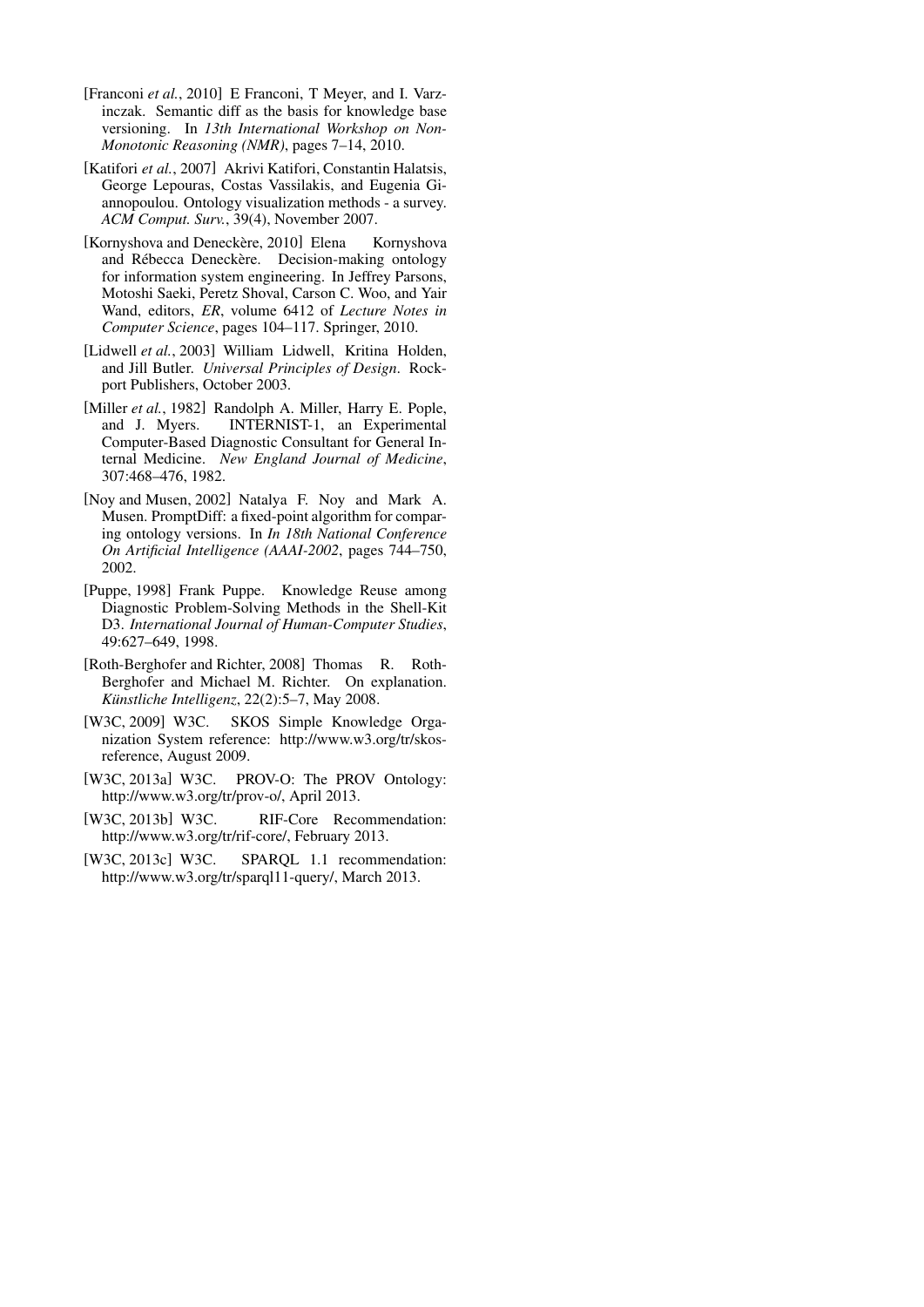[Franconi *et al.*, 2010] E Franconi, T Meyer, and I. Varzinczak. Semantic diff as the basis for knowledge base versioning. In *13th International Workshop on Non-Monotonic Reasoning (NMR)*, pages 7–14, 2010.

[Katifori *et al.*, 2007] Akrivi Katifori, Constantin Halatsis, George Lepouras, Costas Vassilakis, and Eugenia Giannopoulou. Ontology visualization methods - a survey. *ACM Comput. Surv.*, 39(4), November 2007.

[Kornyshova and Deneckère, 2010] Elena Kornyshova and Rébecca Deneckère. Decision-making ontology for information system engineering. In Jeffrey Parsons, Motoshi Saeki, Peretz Shoval, Carson C. Woo, and Yair Wand, editors, *ER*, volume 6412 of *Lecture Notes in Computer Science*, pages 104–117. Springer, 2010.

[Lidwell *et al.*, 2003] William Lidwell, Kritina Holden, and Jill Butler. *Universal Principles of Design*. Rockport Publishers, October 2003.

[Miller *et al.*, 1982] Randolph A. Miller, Harry E. Pople, and J. Myers. INTERNIST-1, an Experimental Computer-Based Diagnostic Consultant for General Internal Medicine. *New England Journal of Medicine*, 307:468–476, 1982.

[Noy and Musen, 2002] Natalya F. Noy and Mark A. Musen. PromptDiff: a fixed-point algorithm for comparing ontology versions. In *In 18th National Conference On Artificial Intelligence (AAAI-2002*, pages 744–750, 2002.

[Puppe, 1998] Frank Puppe. Knowledge Reuse among Diagnostic Problem-Solving Methods in the Shell-Kit D3. *International Journal of Human-Computer Studies*, 49:627–649, 1998.

[Roth-Berghofer and Richter, 2008] Thomas R. Roth-Berghofer and Michael M. Richter. On explanation. *Künstliche Intelligenz*, 22(2):5–7, May 2008.

[W3C, 2009] W3C. SKOS Simple Knowledge Organization System reference: http://www.w3.org/tr/skos-reference, August 2009.

[W3C, 2013a] W3C. PROV-O: The PROV Ontology: http://www.w3.org/tr/prov-o/, April 2013.

[W3C, 2013b] W3C. RIF-Core Recommendation: http://www.w3.org/tr/rif-core/, February 2013.

[W3C, 2013c] W3C. SPARQL 1.1 recommendation: http://www.w3.org/tr/sparql11-query/, March 2013.